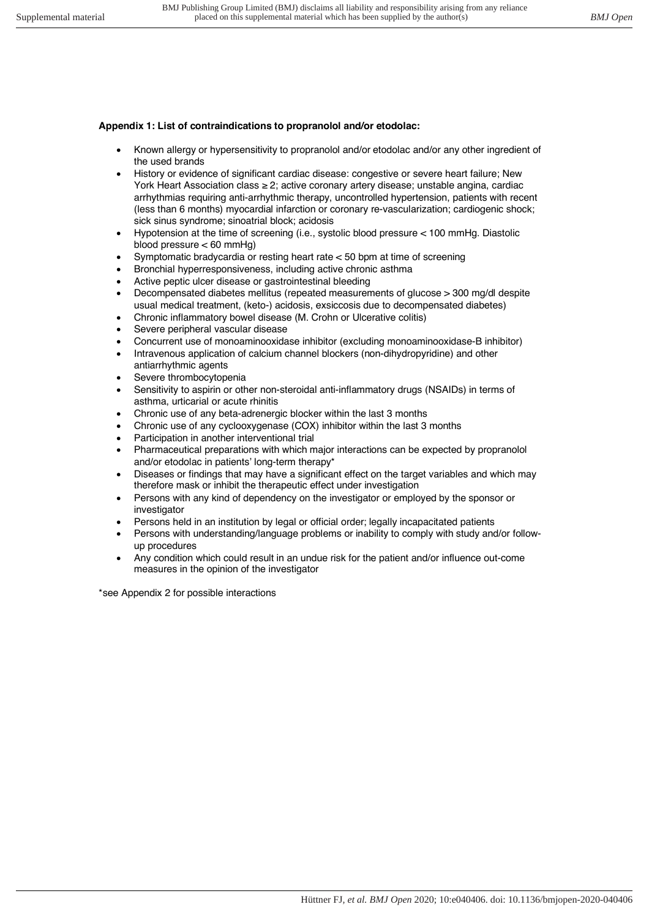**Appendix 1: List of contraindications to propranolol and/or etodolac:**

- Known allergy or hypersensitivity to propranolol and/or etodolac and/or any other ingredient of the used brands
- History or evidence of significant cardiac disease: congestive or severe heart failure; New York Heart Association class ≥ 2; active coronary artery disease; unstable angina, cardiac arrhythmias requiring anti-arrhythmic therapy, uncontrolled hypertension, patients with recent (less than 6 months) myocardial infarction or coronary re-vascularization; cardiogenic shock; sick sinus syndrome; sinoatrial block; acidosis
- Hypotension at the time of screening (i.e., systolic blood pressure < 100 mmHg. Diastolic blood pressure < 60 mmHg)
- Symptomatic bradycardia or resting heart rate < 50 bpm at time of screening
- Bronchial hyperresponsiveness, including active chronic asthma
- Active peptic ulcer disease or gastrointestinal bleeding
- Decompensated diabetes mellitus (repeated measurements of glucose > 300 mg/dl despite usual medical treatment, (keto-) acidosis, exsiccosis due to decompensated diabetes)
- Chronic inflammatory bowel disease (M. Crohn or Ulcerative colitis)
- Severe peripheral vascular disease
- Concurrent use of monoaminooxidase inhibitor (excluding monoaminooxidase-B inhibitor)
- Intravenous application of calcium channel blockers (non-dihydropyridine) and other antiarrhythmic agents
- Severe thrombocytopenia
- Sensitivity to aspirin or other non-steroidal anti-inflammatory drugs (NSAIDs) in terms of asthma, urticarial or acute rhinitis
- Chronic use of any beta-adrenergic blocker within the last 3 months
- Chronic use of any cyclooxygenase (COX) inhibitor within the last 3 months
- Participation in another interventional trial
- Pharmaceutical preparations with which major interactions can be expected by propranolol and/or etodolac in patients' long-term therapy*
- Diseases or findings that may have a significant effect on the target variables and which may therefore mask or inhibit the therapeutic effect under investigation
- Persons with any kind of dependency on the investigator or employed by the sponsor or investigator
- Persons held in an institution by legal or official order; legally incapacitated patients
- Persons with understanding/language problems or inability to comply with study and/or follow-up procedures
- Any condition which could result in an undue risk for the patient and/or influence out-come measures in the opinion of the investigator

*see Appendix 2 for possible interactions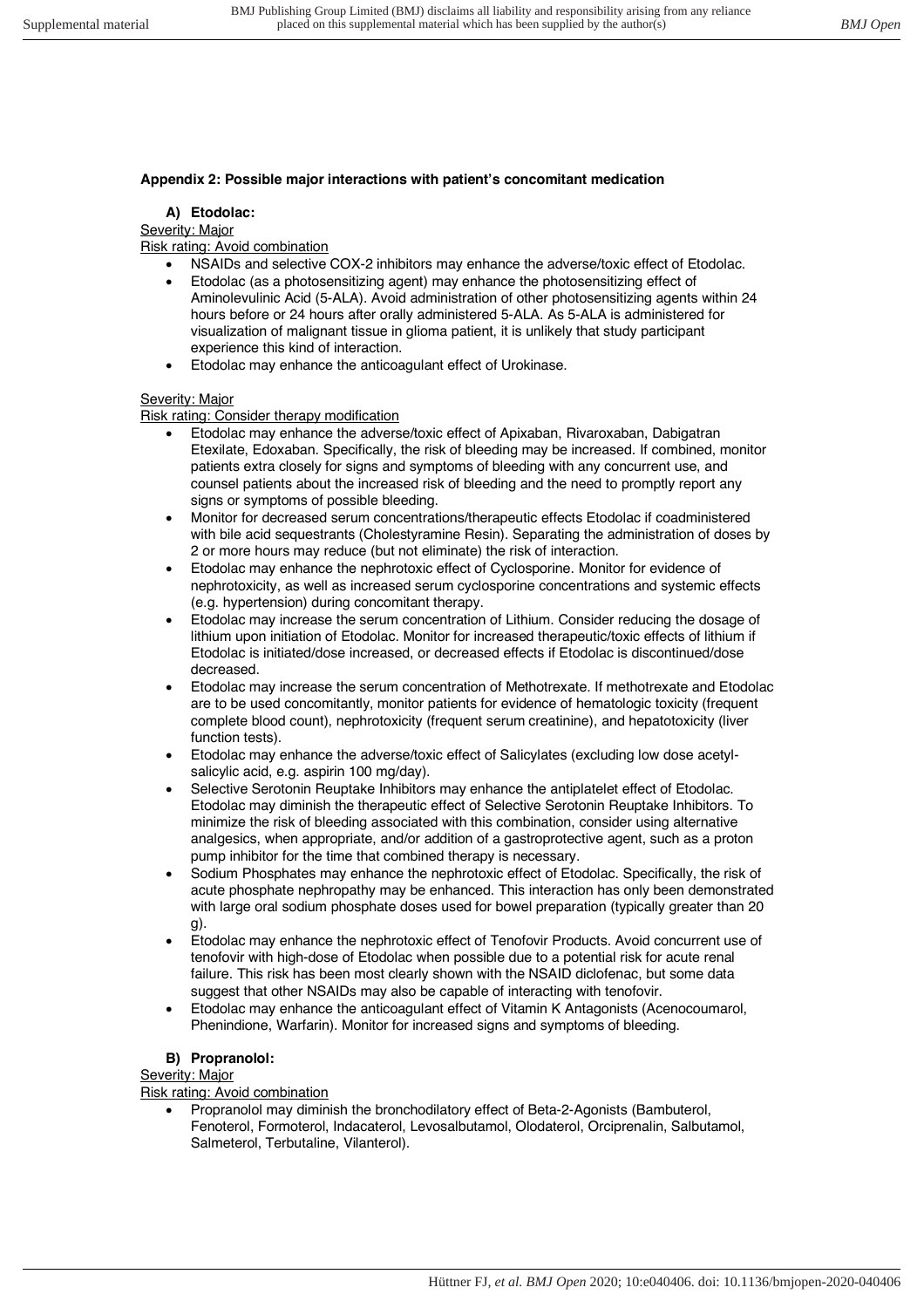**Appendix 2: Possible major interactions with patient's concomitant medication**

**A) Etodolac:**

Severity: Major

Risk rating: Avoid combination

- NSAIDs and selective COX-2 inhibitors may enhance the adverse/toxic effect of Etodolac.
- Etodolac (as a photosensitizing agent) may enhance the photosensitizing effect of Aminolevulinic Acid (5-ALA). Avoid administration of other photosensitizing agents within 24 hours before or 24 hours after orally administered 5-ALA. As 5-ALA is administered for visualization of malignant tissue in glioma patient, it is unlikely that study participant experience this kind of interaction.
- Etodolac may enhance the anticoagulant effect of Urokinase.

Severity: Major

Risk rating: Consider therapy modification

- Etodolac may enhance the adverse/toxic effect of Apixaban, Rivaroxaban, Dabigatran Etexilate, Edoxaban. Specifically, the risk of bleeding may be increased. If combined, monitor patients extra closely for signs and symptoms of bleeding with any concurrent use, and counsel patients about the increased risk of bleeding and the need to promptly report any signs or symptoms of possible bleeding.
- Monitor for decreased serum concentrations/therapeutic effects Etodolac if coadministered with bile acid sequestrants (Cholestyramine Resin). Separating the administration of doses by 2 or more hours may reduce (but not eliminate) the risk of interaction.
- Etodolac may enhance the nephrotoxic effect of Cyclosporine. Monitor for evidence of nephrotoxicity, as well as increased serum cyclosporine concentrations and systemic effects (e.g. hypertension) during concomitant therapy.
- Etodolac may increase the serum concentration of Lithium. Consider reducing the dosage of lithium upon initiation of Etodolac. Monitor for increased therapeutic/toxic effects of lithium if Etodolac is initiated/dose increased, or decreased effects if Etodolac is discontinued/dose decreased.
- Etodolac may increase the serum concentration of Methotrexate. If methotrexate and Etodolac are to be used concomitantly, monitor patients for evidence of hematologic toxicity (frequent complete blood count), nephrotoxicity (frequent serum creatinine), and hepatotoxicity (liver function tests).
- Etodolac may enhance the adverse/toxic effect of Salicylates (excluding low dose acetyl-salicylic acid, e.g. aspirin 100 mg/day).
- Selective Serotonin Reuptake Inhibitors may enhance the antiplatelet effect of Etodolac. Etodolac may diminish the therapeutic effect of Selective Serotonin Reuptake Inhibitors. To minimize the risk of bleeding associated with this combination, consider using alternative analgesics, when appropriate, and/or addition of a gastroprotective agent, such as a proton pump inhibitor for the time that combined therapy is necessary.
- Sodium Phosphates may enhance the nephrotoxic effect of Etodolac. Specifically, the risk of acute phosphate nephropathy may be enhanced. This interaction has only been demonstrated with large oral sodium phosphate doses used for bowel preparation (typically greater than 20 g).
- Etodolac may enhance the nephrotoxic effect of Tenofovir Products. Avoid concurrent use of tenofovir with high-dose of Etodolac when possible due to a potential risk for acute renal failure. This risk has been most clearly shown with the NSAID diclofenac, but some data suggest that other NSAIDs may also be capable of interacting with tenofovir.
- Etodolac may enhance the anticoagulant effect of Vitamin K Antagonists (Acenocoumarol, Phenindione, Warfarin). Monitor for increased signs and symptoms of bleeding.

**B) Propranolol:**

Severity: Major

Risk rating: Avoid combination

- Propranolol may diminish the bronchodilatory effect of Beta-2-Agonists (Bambuterol, Fenoterol, Formoterol, Indacaterol, Levosalbutamol, Olodaterol, Orciprenalin, Salbutamol, Salmeterol, Terbutaline, Vilanterol).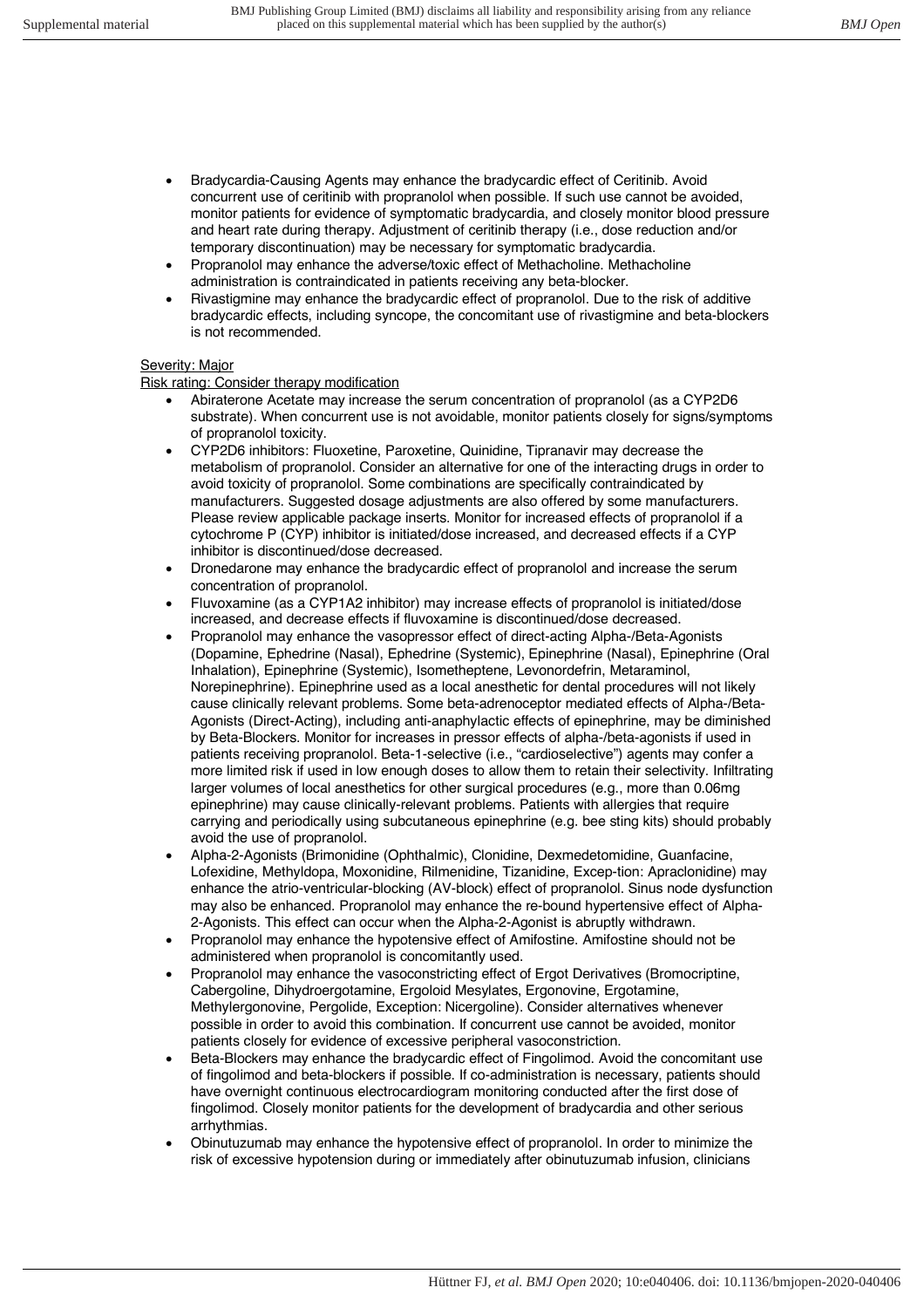- Bradycardia-Causing Agents may enhance the bradycardic effect of Ceritinib. Avoid concurrent use of ceritinib with propranolol when possible. If such use cannot be avoided, monitor patients for evidence of symptomatic bradycardia, and closely monitor blood pressure and heart rate during therapy. Adjustment of ceritinib therapy (i.e., dose reduction and/or temporary discontinuation) may be necessary for symptomatic bradycardia.
- Propranolol may enhance the adverse/toxic effect of Methacholine. Methacholine administration is contraindicated in patients receiving any beta-blocker.
- Rivastigmine may enhance the bradycardic effect of propranolol. Due to the risk of additive bradycardic effects, including syncope, the concomitant use of rivastigmine and beta-blockers is not recommended.

Severity: Major

Risk rating: Consider therapy modification

- Abiraterone Acetate may increase the serum concentration of propranolol (as a CYP2D6 substrate). When concurrent use is not avoidable, monitor patients closely for signs/symptoms of propranolol toxicity.
- CYP2D6 inhibitors: Fluoxetine, Paroxetine, Quinidine, Tipranavir may decrease the metabolism of propranolol. Consider an alternative for one of the interacting drugs in order to avoid toxicity of propranolol. Some combinations are specifically contraindicated by manufacturers. Suggested dosage adjustments are also offered by some manufacturers. Please review applicable package inserts. Monitor for increased effects of propranolol if a cytochrome P (CYP) inhibitor is initiated/dose increased, and decreased effects if a CYP inhibitor is discontinued/dose decreased.
- Dronedarone may enhance the bradycardic effect of propranolol and increase the serum concentration of propranolol.
- Fluvoxamine (as a CYP1A2 inhibitor) may increase effects of propranolol is initiated/dose increased, and decrease effects if fluvoxamine is discontinued/dose decreased.
- Propranolol may enhance the vasopressor effect of direct-acting Alpha-/Beta-Agonists (Dopamine, Ephedrine (Nasal), Ephedrine (Systemic), Epinephrine (Nasal), Epinephrine (Oral Inhalation), Epinephrine (Systemic), Isometheptene, Levonordefrin, Metaraminol, Norepinephrine). Epinephrine used as a local anesthetic for dental procedures will not likely cause clinically relevant problems. Some beta-adrenoceptor mediated effects of Alpha-/Beta-Agonists (Direct-Acting), including anti-anaphylactic effects of epinephrine, may be diminished by Beta-Blockers. Monitor for increases in pressor effects of alpha-/beta-agonists if used in patients receiving propranolol. Beta-1-selective (i.e., "cardioselective") agents may confer a more limited risk if used in low enough doses to allow them to retain their selectivity. Infiltrating larger volumes of local anesthetics for other surgical procedures (e.g., more than 0.06mg epinephrine) may cause clinically-relevant problems. Patients with allergies that require carrying and periodically using subcutaneous epinephrine (e.g. bee sting kits) should probably avoid the use of propranolol.
- Alpha-2-Agonists (Brimonidine (Ophthalmic), Clonidine, Dexmedetomidine, Guanfacine, Lofexidine, Methyldopa, Moxonidine, Rilmenidine, Tizanidine, Excep-tion: Apraclonidine) may enhance the atrio-ventricular-blocking (AV-block) effect of propranolol. Sinus node dysfunction may also be enhanced. Propranolol may enhance the re-bound hypertensive effect of Alpha-2-Agonists. This effect can occur when the Alpha-2-Agonist is abruptly withdrawn.
- Propranolol may enhance the hypotensive effect of Amifostine. Amifostine should not be administered when propranolol is concomitantly used.
- Propranolol may enhance the vasoconstricting effect of Ergot Derivatives (Bromocriptine, Cabergoline, Dihydroergotamine, Ergoloid Mesylates, Ergonovine, Ergotamine, Methylergonovine, Pergolide, Exception: Nicergoline). Consider alternatives whenever possible in order to avoid this combination. If concurrent use cannot be avoided, monitor patients closely for evidence of excessive peripheral vasoconstriction.
- Beta-Blockers may enhance the bradycardic effect of Fingolimod. Avoid the concomitant use of fingolimod and beta-blockers if possible. If co-administration is necessary, patients should have overnight continuous electrocardiogram monitoring conducted after the first dose of fingolimod. Closely monitor patients for the development of bradycardia and other serious arrhythmias.
- Obinutuzumab may enhance the hypotensive effect of propranolol. In order to minimize the risk of excessive hypotension during or immediately after obinutuzumab infusion, clinicians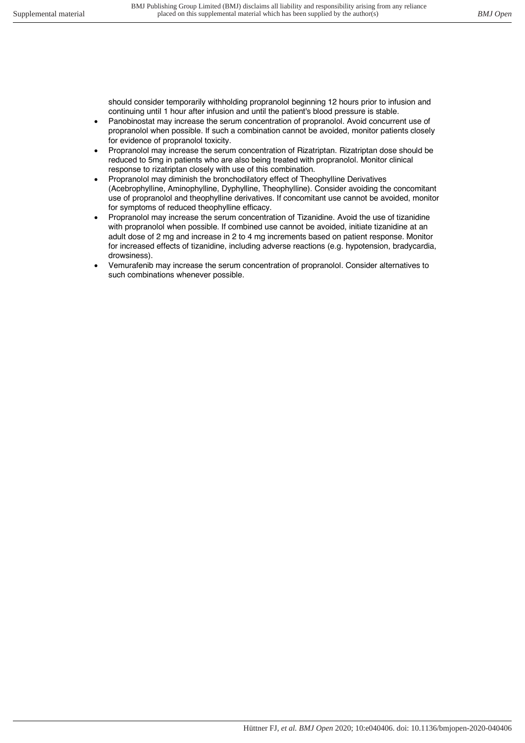should consider temporarily withholding propranolol beginning 12 hours prior to infusion and continuing until 1 hour after infusion and until the patient's blood pressure is stable.

- Panobinostat may increase the serum concentration of propranolol. Avoid concurrent use of propranolol when possible. If such a combination cannot be avoided, monitor patients closely for evidence of propranolol toxicity.
- Propranolol may increase the serum concentration of Rizatriptan. Rizatriptan dose should be reduced to 5mg in patients who are also being treated with propranolol. Monitor clinical response to rizatriptan closely with use of this combination.
- Propranolol may diminish the bronchodilatory effect of Theophylline Derivatives (Acebrophylline, Aminophylline, Dyphylline, Theophylline). Consider avoiding the concomitant use of propranolol and theophylline derivatives. If concomitant use cannot be avoided, monitor for symptoms of reduced theophylline efficacy.
- Propranolol may increase the serum concentration of Tizanidine. Avoid the use of tizanidine with propranolol when possible. If combined use cannot be avoided, initiate tizanidine at an adult dose of 2 mg and increase in 2 to 4 mg increments based on patient response. Monitor for increased effects of tizanidine, including adverse reactions (e.g. hypotension, bradycardia, drowsiness).
- Vemurafenib may increase the serum concentration of propranolol. Consider alternatives to such combinations whenever possible.